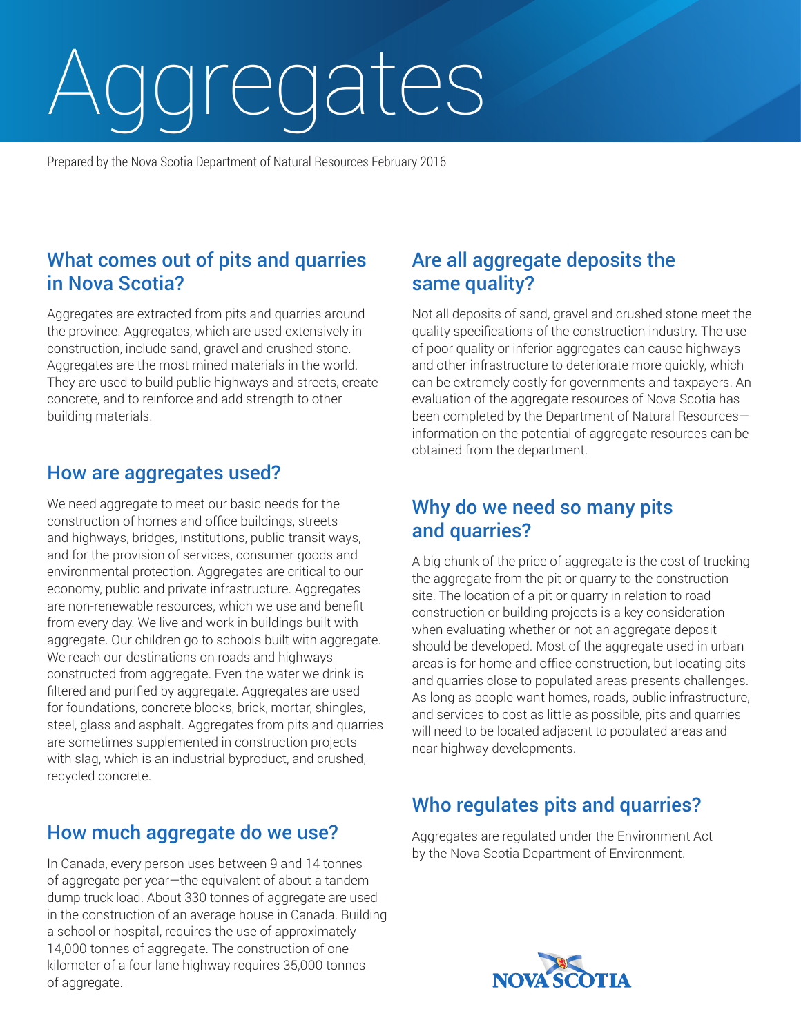# Aggregates

Prepared by the Nova Scotia Department of Natural Resources February 2016

## What comes out of pits and quarries in Nova Scotia?

Aggregates are extracted from pits and quarries around the province. Aggregates, which are used extensively in construction, include sand, gravel and crushed stone. Aggregates are the most mined materials in the world. They are used to build public highways and streets, create concrete, and to reinforce and add strength to other building materials.

## How are aggregates used?

We need aggregate to meet our basic needs for the construction of homes and office buildings, streets and highways, bridges, institutions, public transit ways, and for the provision of services, consumer goods and environmental protection. Aggregates are critical to our economy, public and private infrastructure. Aggregates are non-renewable resources, which we use and benefit from every day. We live and work in buildings built with aggregate. Our children go to schools built with aggregate. We reach our destinations on roads and highways constructed from aggregate. Even the water we drink is filtered and purified by aggregate. Aggregates are used for foundations, concrete blocks, brick, mortar, shingles, steel, glass and asphalt. Aggregates from pits and quarries are sometimes supplemented in construction projects with slag, which is an industrial byproduct, and crushed, recycled concrete.

## How much aggregate do we use?

In Canada, every person uses between 9 and 14 tonnes of aggregate per year—the equivalent of about a tandem dump truck load. About 330 tonnes of aggregate are used in the construction of an average house in Canada. Building a school or hospital, requires the use of approximately 14,000 tonnes of aggregate. The construction of one kilometer of a four lane highway requires 35,000 tonnes of aggregate.

## Are all aggregate deposits the same quality?

Not all deposits of sand, gravel and crushed stone meet the quality specifications of the construction industry. The use of poor quality or inferior aggregates can cause highways and other infrastructure to deteriorate more quickly, which can be extremely costly for governments and taxpayers. An evaluation of the aggregate resources of Nova Scotia has been completed by the Department of Natural Resources—information on the potential of aggregate resources can be obtained from the department.

## Why do we need so many pits and quarries?

A big chunk of the price of aggregate is the cost of trucking the aggregate from the pit or quarry to the construction site. The location of a pit or quarry in relation to road construction or building projects is a key consideration when evaluating whether or not an aggregate deposit should be developed. Most of the aggregate used in urban areas is for home and office construction, but locating pits and quarries close to populated areas presents challenges. As long as people want homes, roads, public infrastructure, and services to cost as little as possible, pits and quarries will need to be located adjacent to populated areas and near highway developments.

## Who regulates pits and quarries?

Aggregates are regulated under the Environment Act by the Nova Scotia Department of Environment.

NOVA SCOTIA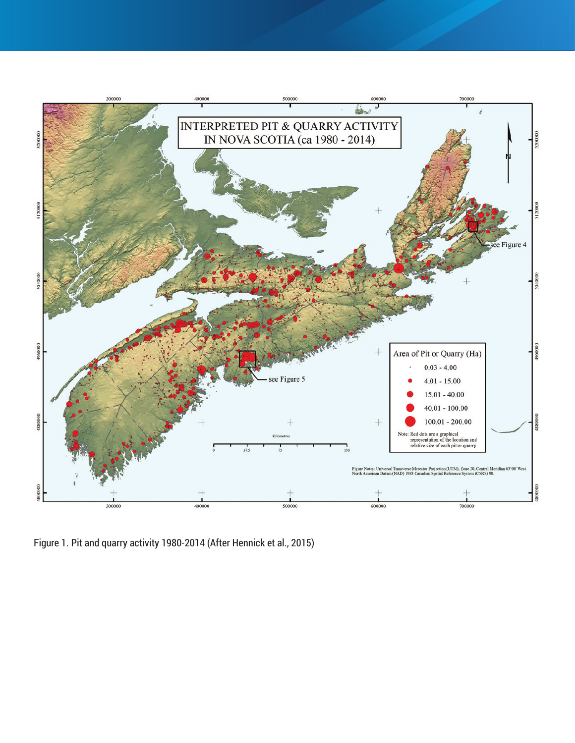INTERPRETED PIT & QUARRY ACTIVITY IN NOVA SCOTIA (ca 1980 - 2014)

300000
400000
500000
600000
700000

5200000
5120000
5040000
4960000
4880000
4800000

N

see Figure 4

see Figure 5

Area of Pit or Quarry (Ha)

0.03 - 4.00
4.01 - 15.00
15.01 - 40.00
40.01 - 100.00
100.01 - 200.00

Note: Red dots are a graphical representation of the location and relative size of each pit or quarry

Kilometres

0
37.5
75
150

Figure Notes: Universal Transverse Mercator Projection (UTM), Zone 20, Central Meridian 63°00' West. North American Datum (NAD) 1983 Canadian Spatial Reference System (CSRS) 98.

Figure 1. Pit and quarry activity 1980-2014 (After Hennick et al., 2015)